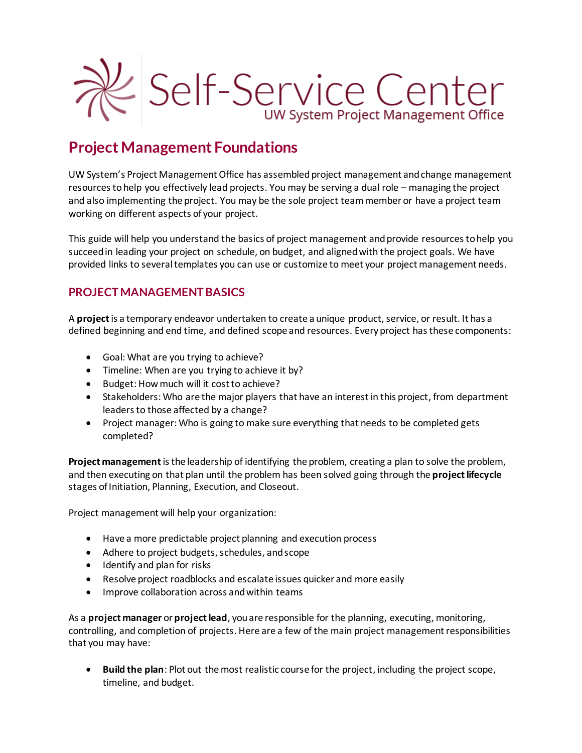# Self-Service Center

UW System Project Management Office

## Project Management Foundations

UW System's Project Management Office has assembled project management and change management resources to help you effectively lead projects. You may be serving a dual role – managing the project and also implementing the project. You may be the sole project team member or have a project team working on different aspects of your project.

This guide will help you understand the basics of project management and provide resources to help you succeed in leading your project on schedule, on budget, and aligned with the project goals. We have provided links to several templates you can use or customize to meet your project management needs.

### PROJECT MANAGEMENT BASICS

A **project** is a temporary endeavor undertaken to create a unique product, service, or result. It has a defined beginning and end time, and defined scope and resources. Every project has these components:

- Goal: What are you trying to achieve?
- Timeline: When are you trying to achieve it by?
- Budget: How much will it cost to achieve?
- Stakeholders: Who are the major players that have an interest in this project, from department leaders to those affected by a change?
- Project manager: Who is going to make sure everything that needs to be completed gets completed?

**Project management** is the leadership of identifying the problem, creating a plan to solve the problem, and then executing on that plan until the problem has been solved going through the **project lifecycle** stages of Initiation, Planning, Execution, and Closeout.

Project management will help your organization:

- Have a more predictable project planning and execution process
- Adhere to project budgets, schedules, and scope
- Identify and plan for risks
- Resolve project roadblocks and escalate issues quicker and more easily
- Improve collaboration across and within teams

As a **project manager** or **project lead**, you are responsible for the planning, executing, monitoring, controlling, and completion of projects. Here are a few of the main project management responsibilities that you may have:

- **Build the plan**: Plot out the most realistic course for the project, including the project scope, timeline, and budget.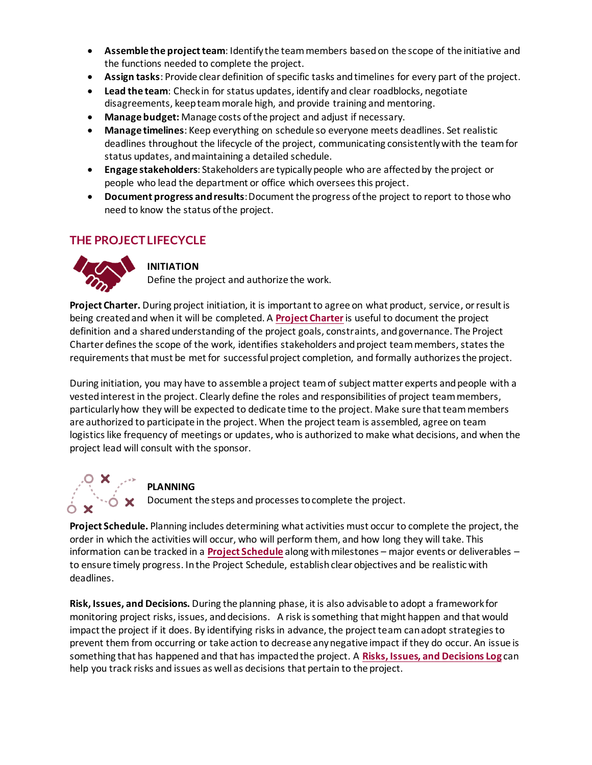- **Assemble the project team**: Identify the team members based on the scope of the initiative and the functions needed to complete the project.
- **Assign tasks**: Provide clear definition of specific tasks and timelines for every part of the project.
- **Lead the team**: Check in for status updates, identify and clear roadblocks, negotiate disagreements, keep team morale high, and provide training and mentoring.
- **Manage budget:** Manage costs of the project and adjust if necessary.
- **Manage timelines**: Keep everything on schedule so everyone meets deadlines. Set realistic deadlines throughout the lifecycle of the project, communicating consistently with the team for status updates, and maintaining a detailed schedule.
- **Engage stakeholders**: Stakeholders are typically people who are affected by the project or people who lead the department or office which oversees this project.
- **Document progress and results**: Document the progress of the project to report to those who need to know the status of the project.

## THE PROJECT LIFECYCLE

### INITIATION

Define the project and authorize the work.

**Project Charter.** During project initiation, it is important to agree on what product, service, or result is being created and when it will be completed. A **Project Charter** is useful to document the project definition and a shared understanding of the project goals, constraints, and governance. The Project Charter defines the scope of the work, identifies stakeholders and project team members, states the requirements that must be met for successful project completion, and formally authorizes the project.

During initiation, you may have to assemble a project team of subject matter experts and people with a vested interest in the project. Clearly define the roles and responsibilities of project team members, particularly how they will be expected to dedicate time to the project. Make sure that team members are authorized to participate in the project. When the project team is assembled, agree on team logistics like frequency of meetings or updates, who is authorized to make what decisions, and when the project lead will consult with the sponsor.

### PLANNING

Document the steps and processes to complete the project.

**Project Schedule.** Planning includes determining what activities must occur to complete the project, the order in which the activities will occur, who will perform them, and how long they will take. This information can be tracked in a **Project Schedule** along with milestones – major events or deliverables – to ensure timely progress. In the Project Schedule, establish clear objectives and be realistic with deadlines.

**Risk, Issues, and Decisions.** During the planning phase, it is also advisable to adopt a framework for monitoring project risks, issues, and decisions. A risk is something that might happen and that would impact the project if it does. By identifying risks in advance, the project team can adopt strategies to prevent them from occurring or take action to decrease any negative impact if they do occur. An issue is something that has happened and that has impacted the project. A **Risks, Issues, and Decisions Log** can help you track risks and issues as well as decisions that pertain to the project.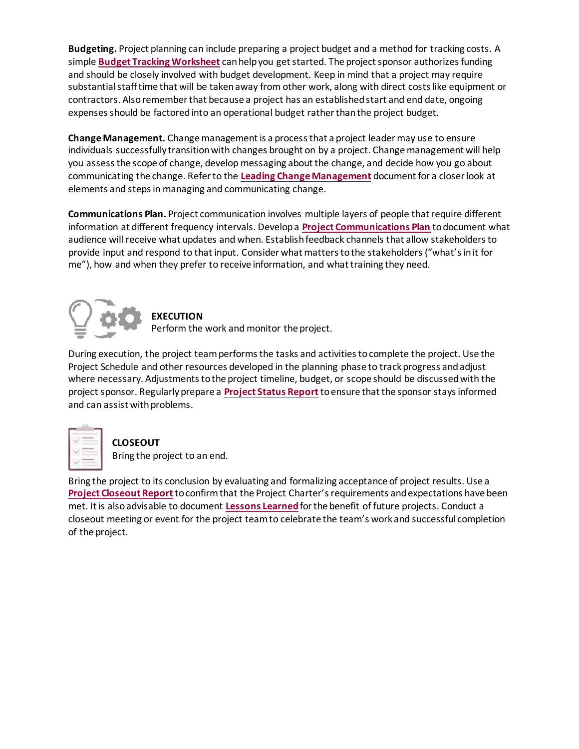**Budgeting.** Project planning can include preparing a project budget and a method for tracking costs. A simple **Budget Tracking Worksheet** can help you get started. The project sponsor authorizes funding and should be closely involved with budget development. Keep in mind that a project may require substantial staff time that will be taken away from other work, along with direct costs like equipment or contractors. Also remember that because a project has an established start and end date, ongoing expenses should be factored into an operational budget rather than the project budget.

**Change Management.** Change management is a process that a project leader may use to ensure individuals successfully transition with changes brought on by a project. Change management will help you assess the scope of change, develop messaging about the change, and decide how you go about communicating the change. Refer to the **Leading Change Management** document for a closer look at elements and steps in managing and communicating change.

**Communications Plan.** Project communication involves multiple layers of people that require different information at different frequency intervals. Develop a **Project Communications Plan** to document what audience will receive what updates and when. Establish feedback channels that allow stakeholders to provide input and respond to that input. Consider what matters to the stakeholders ("what's in it for me"), how and when they prefer to receive information, and what training they need.

## EXECUTION

Perform the work and monitor the project.

During execution, the project team performs the tasks and activities to complete the project. Use the Project Schedule and other resources developed in the planning phase to track progress and adjust where necessary. Adjustments to the project timeline, budget, or scope should be discussed with the project sponsor. Regularly prepare a **Project Status Report** to ensure that the sponsor stays informed and can assist with problems.

## CLOSEOUT

Bring the project to an end.

Bring the project to its conclusion by evaluating and formalizing acceptance of project results. Use a **Project Closeout Report** to confirm that the Project Charter's requirements and expectations have been met. It is also advisable to document **Lessons Learned** for the benefit of future projects. Conduct a closeout meeting or event for the project team to celebrate the team's work and successful completion of the project.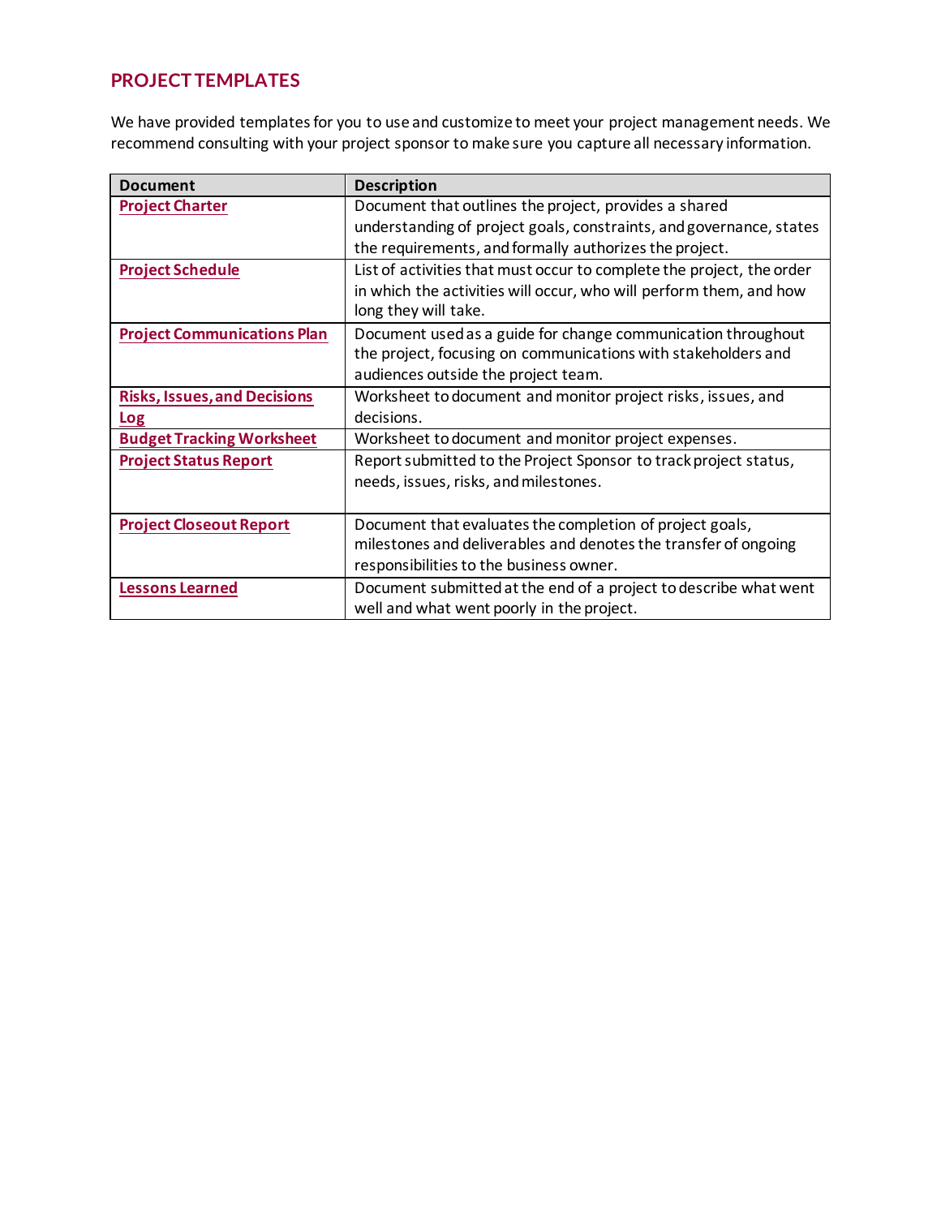## PROJECT TEMPLATES

We have provided templates for you to use and customize to meet your project management needs. We recommend consulting with your project sponsor to make sure you capture all necessary information.

| Document | Description |
|---|---|
| **Project Charter** | Document that outlines the project, provides a shared understanding of project goals, constraints, and governance, states the requirements, and formally authorizes the project. |
| **Project Schedule** | List of activities that must occur to complete the project, the order in which the activities will occur, who will perform them, and how long they will take. |
| **Project Communications Plan** | Document used as a guide for change communication throughout the project, focusing on communications with stakeholders and audiences outside the project team. |
| **Risks, Issues, and Decisions Log** | Worksheet to document and monitor project risks, issues, and decisions. |
| **Budget Tracking Worksheet** | Worksheet to document and monitor project expenses. |
| **Project Status Report** | Report submitted to the Project Sponsor to track project status, needs, issues, risks, and milestones. |
| **Project Closeout Report** | Document that evaluates the completion of project goals, milestones and deliverables and denotes the transfer of ongoing responsibilities to the business owner. |
| **Lessons Learned** | Document submitted at the end of a project to describe what went well and what went poorly in the project. |